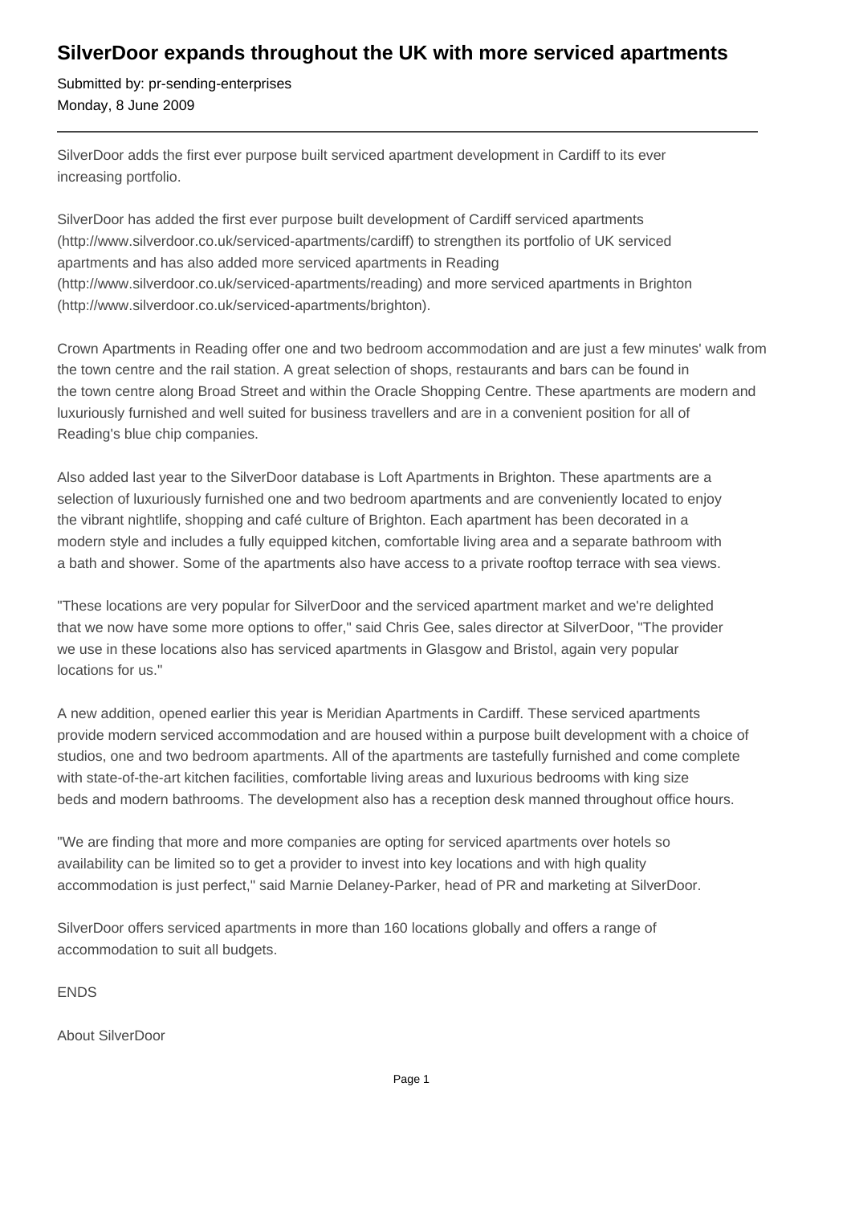# SilverDoor expands throughout the UK with more serviced apartments

Submitted by: pr-sending-enterprises
Monday, 8 June 2009

---

SilverDoor adds the first ever purpose built serviced apartment development in Cardiff to its ever increasing portfolio.

SilverDoor has added the first ever purpose built development of Cardiff serviced apartments (http://www.silverdoor.co.uk/serviced-apartments/cardiff) to strengthen its portfolio of UK serviced apartments and has also added more serviced apartments in Reading (http://www.silverdoor.co.uk/serviced-apartments/reading) and more serviced apartments in Brighton (http://www.silverdoor.co.uk/serviced-apartments/brighton).

Crown Apartments in Reading offer one and two bedroom accommodation and are just a few minutes' walk from the town centre and the rail station. A great selection of shops, restaurants and bars can be found in the town centre along Broad Street and within the Oracle Shopping Centre. These apartments are modern and luxuriously furnished and well suited for business travellers and are in a convenient position for all of Reading's blue chip companies.

Also added last year to the SilverDoor database is Loft Apartments in Brighton. These apartments are a selection of luxuriously furnished one and two bedroom apartments and are conveniently located to enjoy the vibrant nightlife, shopping and café culture of Brighton. Each apartment has been decorated in a modern style and includes a fully equipped kitchen, comfortable living area and a separate bathroom with a bath and shower. Some of the apartments also have access to a private rooftop terrace with sea views.

"These locations are very popular for SilverDoor and the serviced apartment market and we're delighted that we now have some more options to offer," said Chris Gee, sales director at SilverDoor, "The provider we use in these locations also has serviced apartments in Glasgow and Bristol, again very popular locations for us."

A new addition, opened earlier this year is Meridian Apartments in Cardiff. These serviced apartments provide modern serviced accommodation and are housed within a purpose built development with a choice of studios, one and two bedroom apartments. All of the apartments are tastefully furnished and come complete with state-of-the-art kitchen facilities, comfortable living areas and luxurious bedrooms with king size beds and modern bathrooms. The development also has a reception desk manned throughout office hours.

"We are finding that more and more companies are opting for serviced apartments over hotels so availability can be limited so to get a provider to invest into key locations and with high quality accommodation is just perfect," said Marnie Delaney-Parker, head of PR and marketing at SilverDoor.

SilverDoor offers serviced apartments in more than 160 locations globally and offers a range of accommodation to suit all budgets.

ENDS

About SilverDoor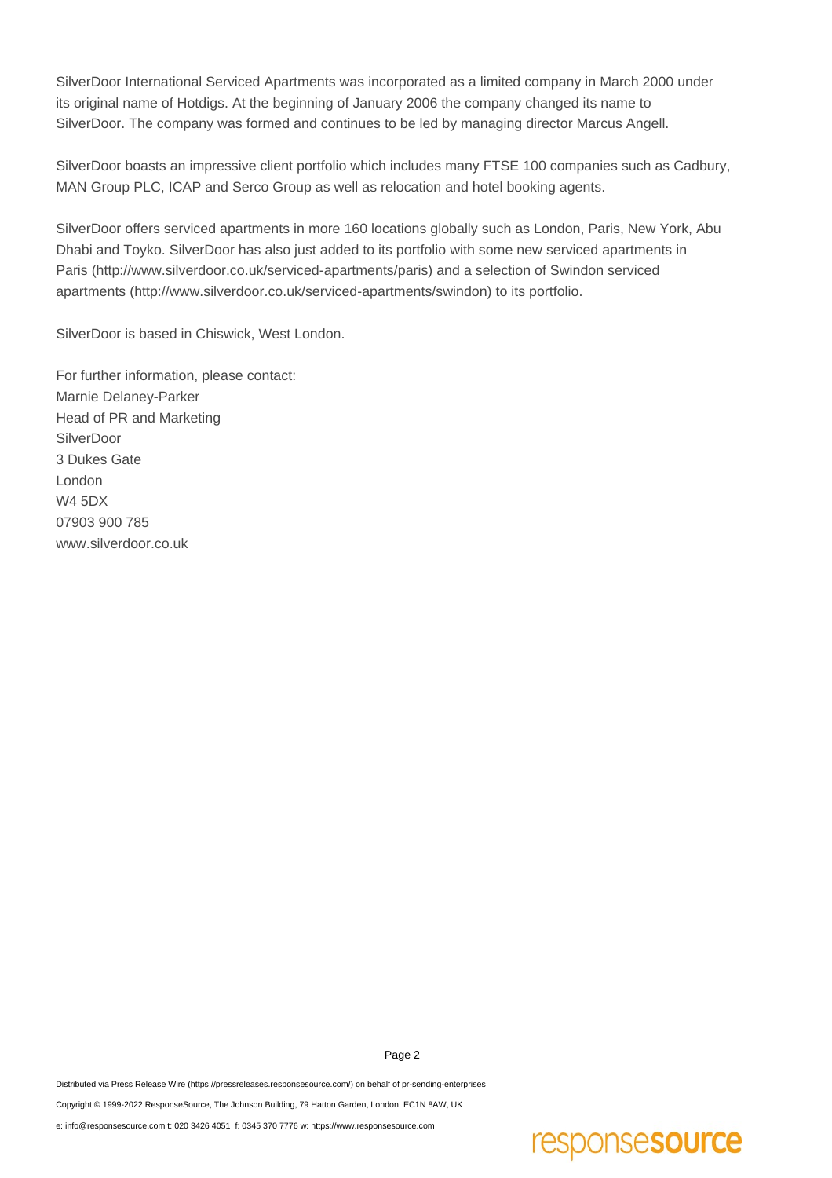SilverDoor International Serviced Apartments was incorporated as a limited company in March 2000 under its original name of Hotdigs. At the beginning of January 2006 the company changed its name to SilverDoor. The company was formed and continues to be led by managing director Marcus Angell.

SilverDoor boasts an impressive client portfolio which includes many FTSE 100 companies such as Cadbury, MAN Group PLC, ICAP and Serco Group as well as relocation and hotel booking agents.

SilverDoor offers serviced apartments in more 160 locations globally such as London, Paris, New York, Abu Dhabi and Toyko. SilverDoor has also just added to its portfolio with some new serviced apartments in Paris (http://www.silverdoor.co.uk/serviced-apartments/paris) and a selection of Swindon serviced apartments (http://www.silverdoor.co.uk/serviced-apartments/swindon) to its portfolio.

SilverDoor is based in Chiswick, West London.

For further information, please contact:
Marnie Delaney-Parker
Head of PR and Marketing
SilverDoor
3 Dukes Gate
London
W4 5DX
07903 900 785
www.silverdoor.co.uk